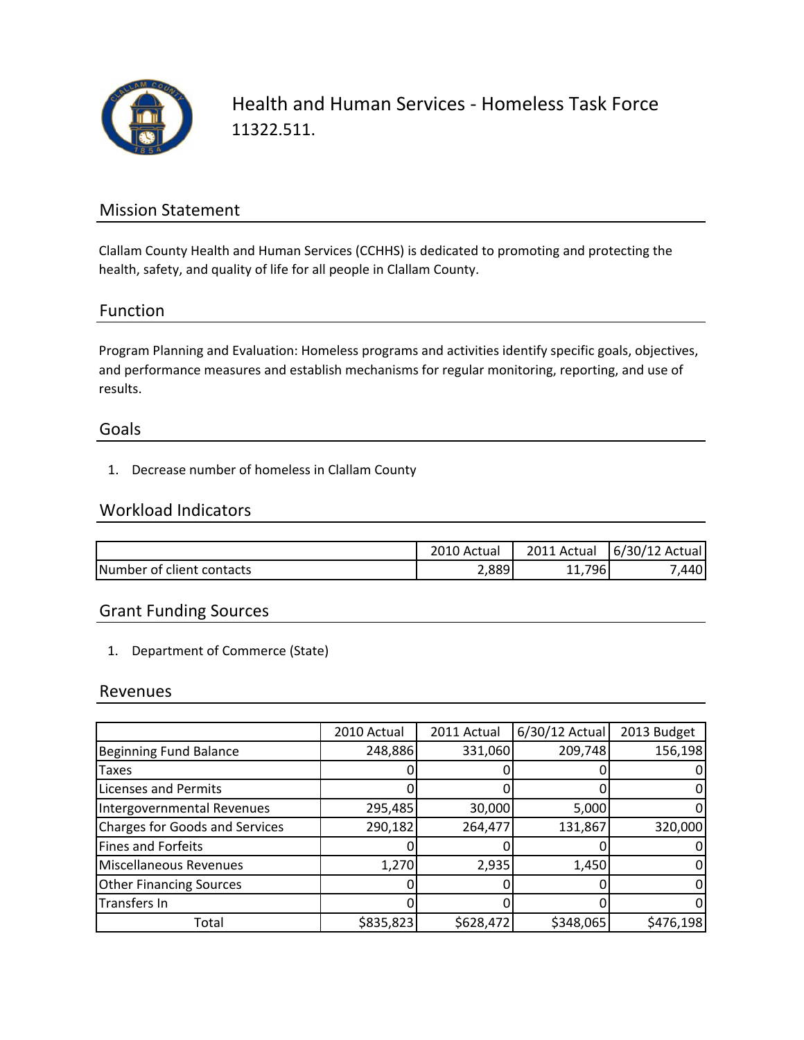# Health and Human Services - Homeless Task Force

11322.511.

## Mission Statement

Clallam County Health and Human Services (CCHHS) is dedicated to promoting and protecting the health, safety, and quality of life for all people in Clallam County.

## Function

Program Planning and Evaluation: Homeless programs and activities identify specific goals, objectives, and performance measures and establish mechanisms for regular monitoring, reporting, and use of results.

## Goals

1. Decrease number of homeless in Clallam County

## Workload Indicators

| | 2010 Actual | 2011 Actual | 6/30/12 Actual |
|---|---|---|---|
| Number of client contacts | 2,889 | 11,796 | 7,440 |

## Grant Funding Sources

1. Department of Commerce (State)

## Revenues

| | 2010 Actual | 2011 Actual | 6/30/12 Actual | 2013 Budget |
|---|---|---|---|---|
| Beginning Fund Balance | 248,886 | 331,060 | 209,748 | 156,198 |
| Taxes | 0 | 0 | 0 | 0 |
| Licenses and Permits | 0 | 0 | 0 | 0 |
| Intergovernmental Revenues | 295,485 | 30,000 | 5,000 | 0 |
| Charges for Goods and Services | 290,182 | 264,477 | 131,867 | 320,000 |
| Fines and Forfeits | 0 | 0 | 0 | 0 |
| Miscellaneous Revenues | 1,270 | 2,935 | 1,450 | 0 |
| Other Financing Sources | 0 | 0 | 0 | 0 |
| Transfers In | 0 | 0 | 0 | 0 |
| Total | $835,823 | $628,472 | $348,065 | $476,198 |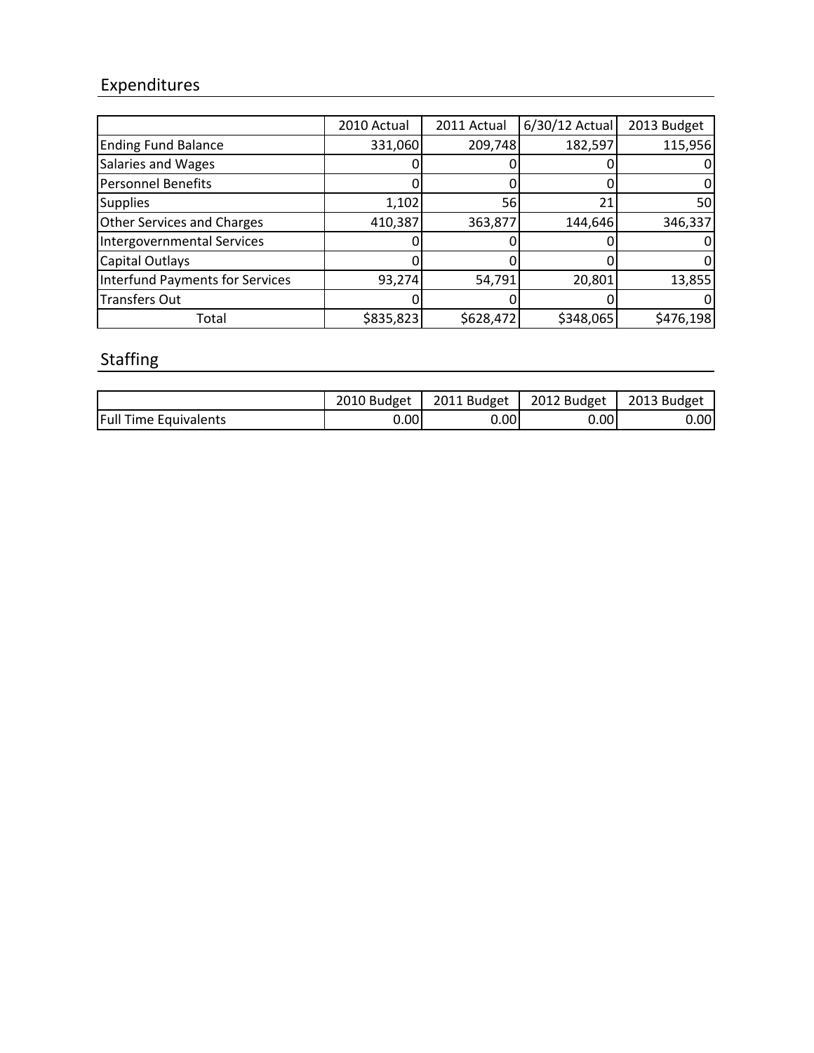## Expenditures

| | 2010 Actual | 2011 Actual | 6/30/12 Actual | 2013 Budget |
|---|---|---|---|---|
| Ending Fund Balance | 331,060 | 209,748 | 182,597 | 115,956 |
| Salaries and Wages | 0 | 0 | 0 | 0 |
| Personnel Benefits | 0 | 0 | 0 | 0 |
| Supplies | 1,102 | 56 | 21 | 50 |
| Other Services and Charges | 410,387 | 363,877 | 144,646 | 346,337 |
| Intergovernmental Services | 0 | 0 | 0 | 0 |
| Capital Outlays | 0 | 0 | 0 | 0 |
| Interfund Payments for Services | 93,274 | 54,791 | 20,801 | 13,855 |
| Transfers Out | 0 | 0 | 0 | 0 |
| Total | $835,823 | $628,472 | $348,065 | $476,198 |

## Staffing

| | 2010 Budget | 2011 Budget | 2012 Budget | 2013 Budget |
|---|---|---|---|---|
| Full Time Equivalents | 0.00 | 0.00 | 0.00 | 0.00 |